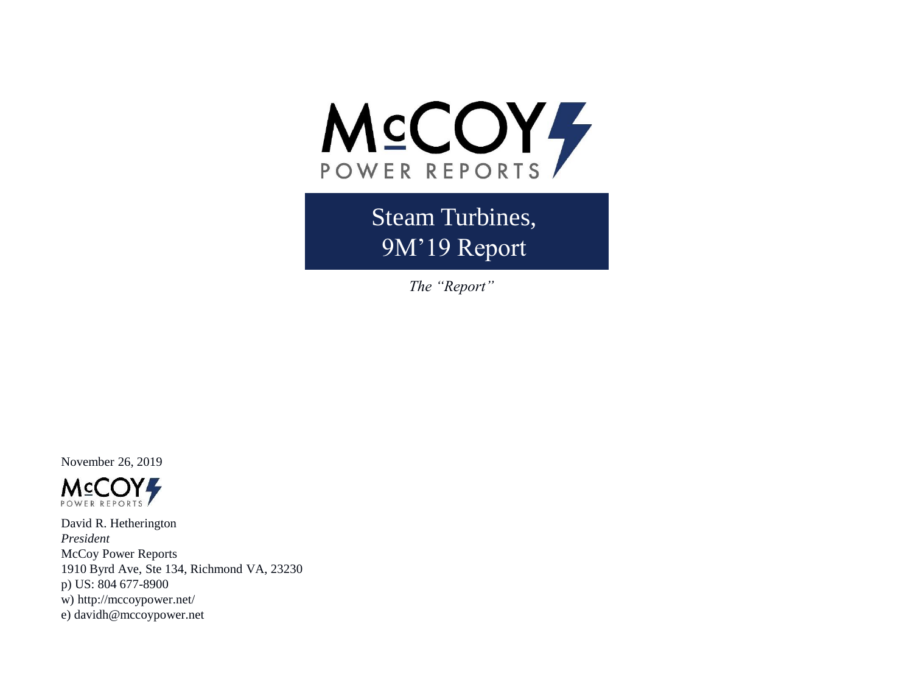McCOY
POWER REPORTS

# Steam Turbines, 9M'19 Report

*The "Report"*

November 26, 2019

McCOY
POWER REPORTS

David R. Hetherington
*President*
McCoy Power Reports
1910 Byrd Ave, Ste 134, Richmond VA, 23230
p) US: 804 677-8900
w) http://mccoypower.net/
e) davidh@mccoypower.net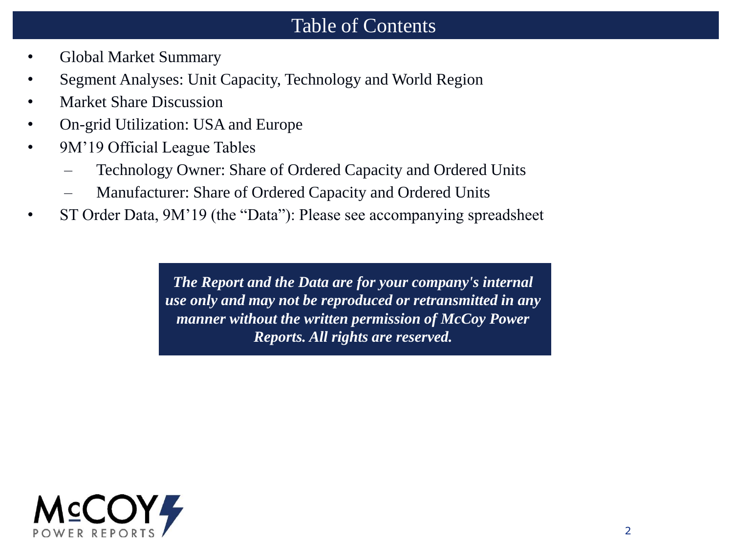# Table of Contents

- Global Market Summary
- Segment Analyses: Unit Capacity, Technology and World Region
- Market Share Discussion
- On-grid Utilization: USA and Europe
- 9M’19 Official League Tables
  - Technology Owner: Share of Ordered Capacity and Ordered Units
  - Manufacturer: Share of Ordered Capacity and Ordered Units
- ST Order Data, 9M’19 (the “Data”): Please see accompanying spreadsheet

***The Report and the Data are for your company's internal use only and may not be reproduced or retransmitted in any manner without the written permission of McCoy Power Reports. All rights are reserved.***

McCOY POWER REPORTS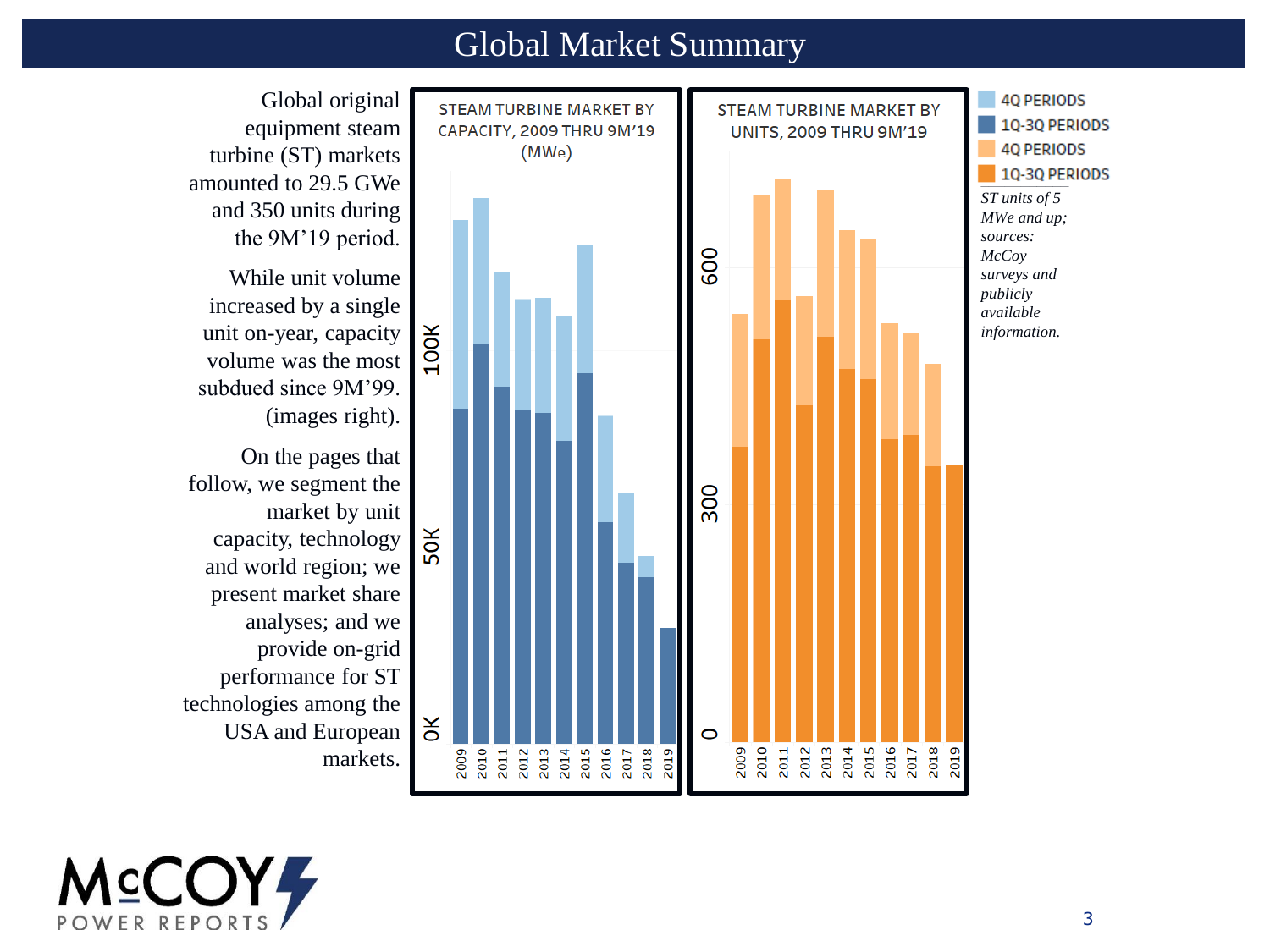# Global Market Summary

Global original equipment steam turbine (ST) markets amounted to 29.5 GWe and 350 units during the 9M'19 period.

While unit volume increased by a single unit on-year, capacity volume was the most subdued since 9M'99. (images right).

On the pages that follow, we segment the market by unit capacity, technology and world region; we present market share analyses; and we provide on-grid performance for ST technologies among the USA and European markets.

STEAM TURBINE MARKET BY CAPACITY, 2009 THRU 9M'19 (MWe)

STEAM TURBINE MARKET BY UNITS, 2009 THRU 9M'19

4Q PERIODS
1Q-3Q PERIODS
4Q PERIODS
1Q-3Q PERIODS

*ST units of 5 MWe and up; sources: McCoy surveys and publicly available information.*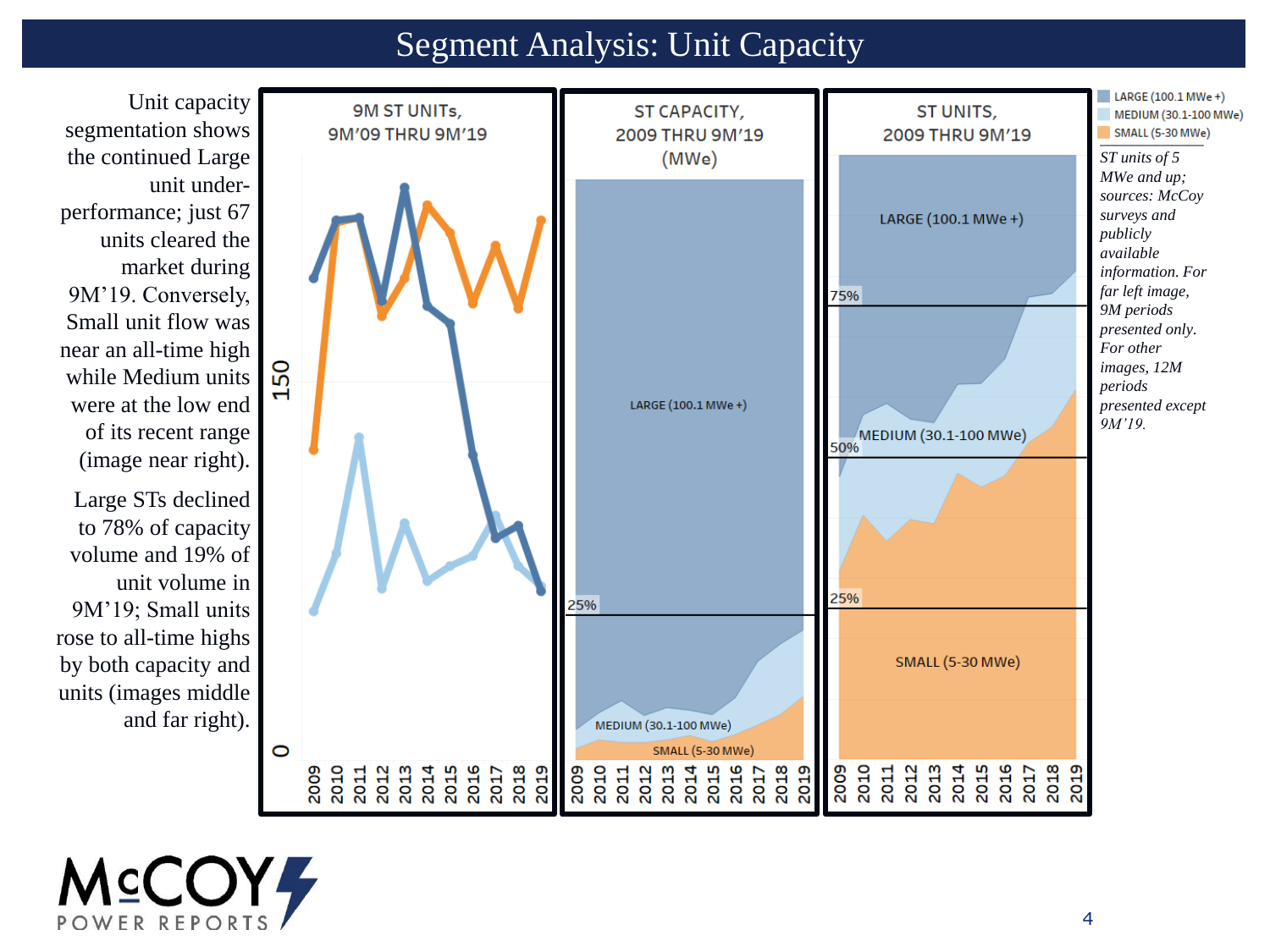# Segment Analysis: Unit Capacity

Unit capacity segmentation shows the continued Large unit under-performance; just 67 units cleared the market during 9M'19. Conversely, Small unit flow was near an all-time high while Medium units were at the low end of its recent range (image near right).

Large STs declined to 78% of capacity volume and 19% of unit volume in 9M'19; Small units rose to all-time highs by both capacity and units (images middle and far right).

9M ST UNITS, 9M'09 THRU 9M'19

ST CAPACITY, 2009 THRU 9M'19 (MWe)

ST UNITS, 2009 THRU 9M'19

LARGE (100.1 MWe +)
MEDIUM (30.1-100 MWe)
SMALL (5-30 MWe)

*ST units of 5 MWe and up; sources: McCoy surveys and publicly available information. For far left image, 9M periods presented only. For other images, 12M periods presented except 9M'19.*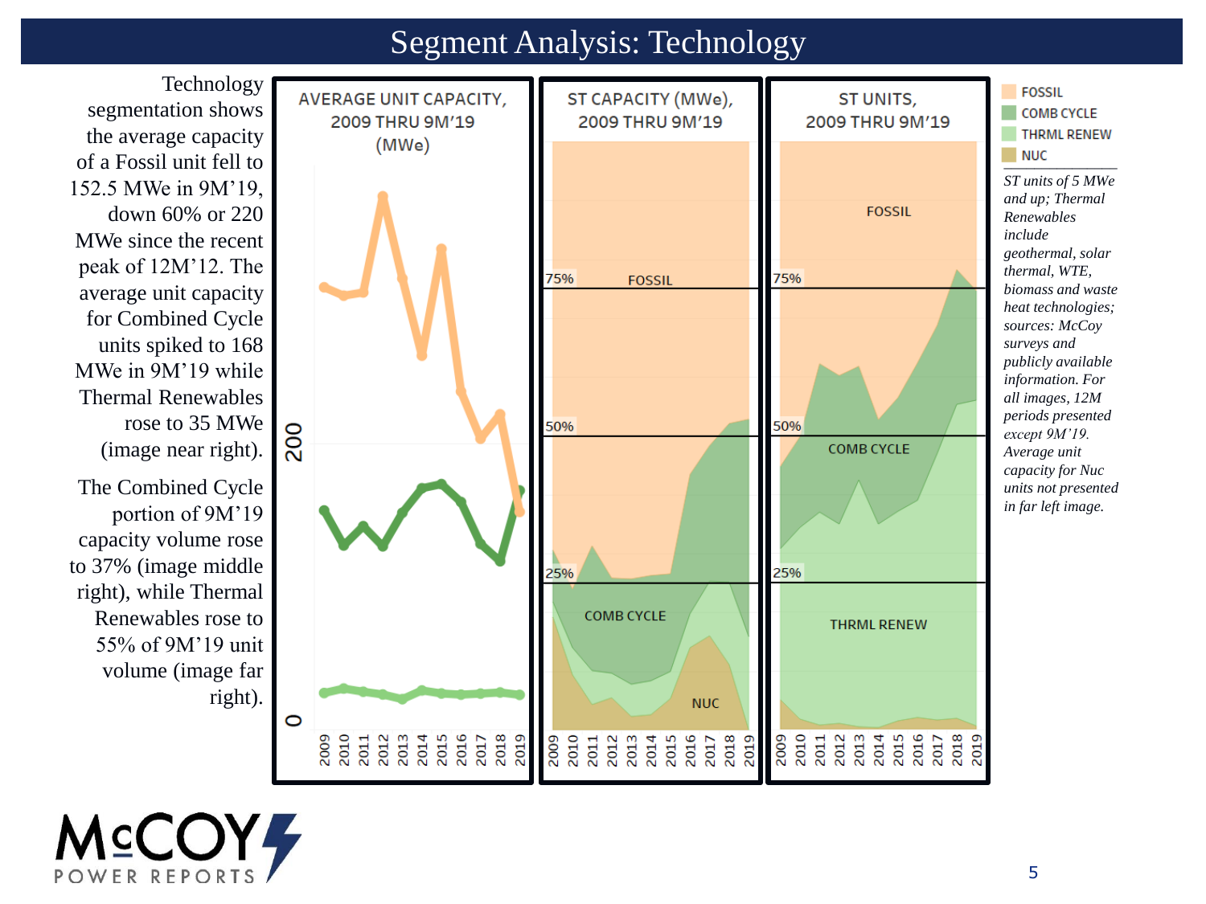# Segment Analysis: Technology

Technology segmentation shows the average capacity of a Fossil unit fell to 152.5 MWe in 9M'19, down 60% or 220 MWe since the recent peak of 12M'12. The average unit capacity for Combined Cycle units spiked to 168 MWe in 9M'19 while Thermal Renewables rose to 35 MWe (image near right).

The Combined Cycle portion of 9M'19 capacity volume rose to 37% (image middle right), while Thermal Renewables rose to 55% of 9M'19 unit volume (image far right).

AVERAGE UNIT CAPACITY, 2009 THRU 9M'19 (MWe)

ST CAPACITY (MWe), 2009 THRU 9M'19

ST UNITS, 2009 THRU 9M'19

FOSSIL
COMB CYCLE
THRML RENEW
NUC

*ST units of 5 MWe and up; Thermal Renewables include geothermal, solar thermal, WTE, biomass and waste heat technologies; sources: McCoy surveys and publicly available information. For all images, 12M periods presented except 9M'19. Average unit capacity for Nuc units not presented in far left image.*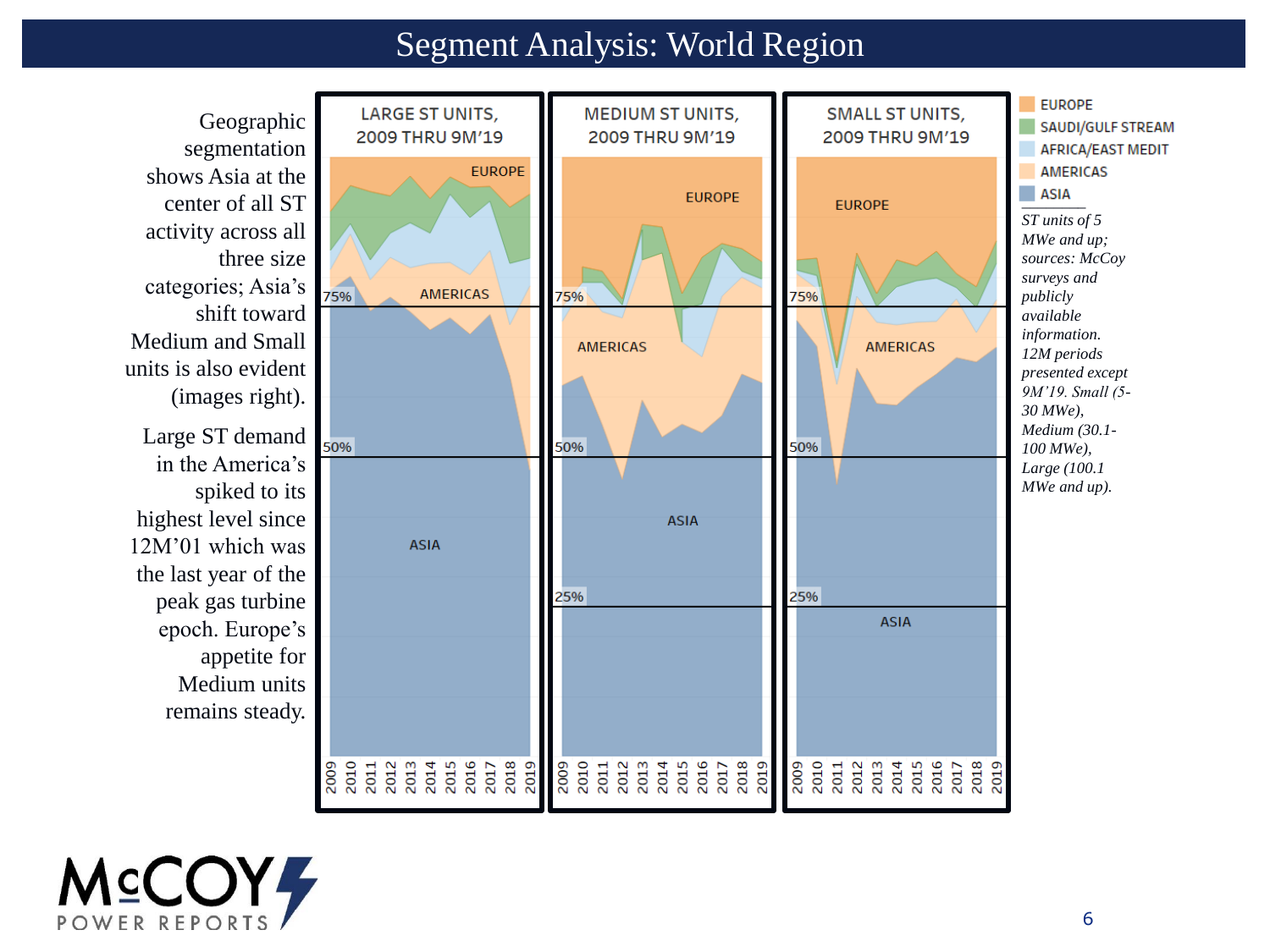# Segment Analysis: World Region

Geographic segmentation shows Asia at the center of all ST activity across all three size categories; Asia's shift toward Medium and Small units is also evident (images right).

Large ST demand in the America's spiked to its highest level since 12M'01 which was the last year of the peak gas turbine epoch. Europe's appetite for Medium units remains steady.

LARGE ST UNITS, 2009 THRU 9M'19

MEDIUM ST UNITS, 2009 THRU 9M'19

SMALL ST UNITS, 2009 THRU 9M'19

EUROPE
SAUDI/GULF STREAM
AFRICA/EAST MEDIT
AMERICAS
ASIA

*ST units of 5 MWe and up; sources: McCoy surveys and publicly available information. 12M periods presented except 9M'19. Small (5-30 MWe), Medium (30.1-100 MWe), Large (100.1 MWe and up).*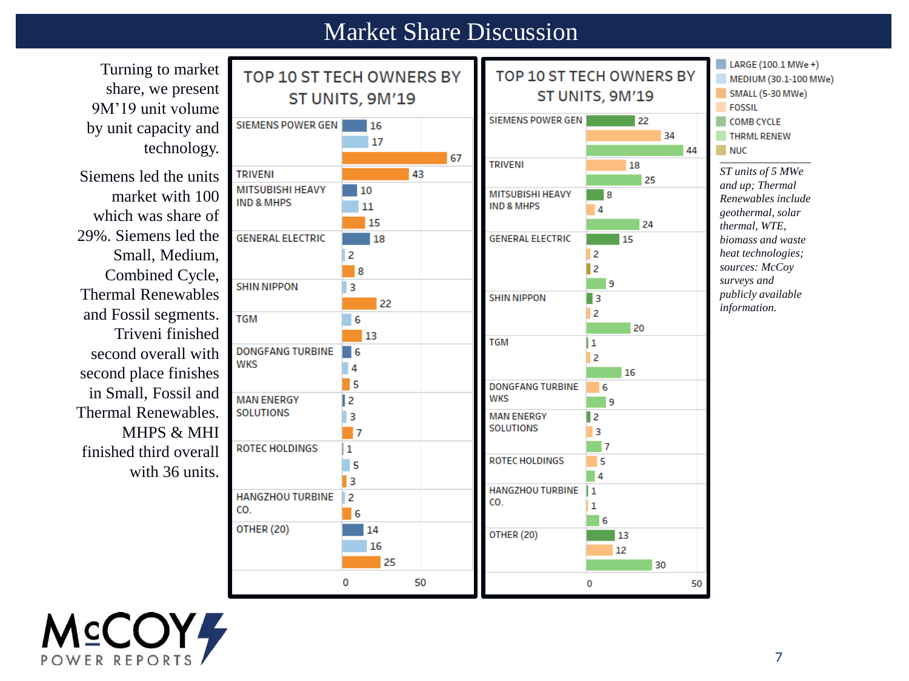# Market Share Discussion

Turning to market share, we present 9M'19 unit volume by unit capacity and technology.

Siemens led the units market with 100 which was share of 29%. Siemens led the Small, Medium, Combined Cycle, Thermal Renewables and Fossil segments. Triveni finished second overall with second place finishes in Small, Fossil and Thermal Renewables. MHPS & MHI finished third overall with 36 units.

## TOP 10 ST TECH OWNERS BY ST UNITS, 9M'19

| Owner | LARGE (100.1 MWe +) | MEDIUM (30.1-100 MWe) | SMALL (5-30 MWe) |
|---|---|---|---|
| SIEMENS POWER GEN | 16 | 17 | 67 |
| TRIVENI | | | 43 |
| MITSUBISHI HEAVY IND & MHPS | 10 | 11 | 15 |
| GENERAL ELECTRIC | 18 | 2 | 8 |
| SHIN NIPPON | | 3 | 22 |
| TGM | | 6 | 13 |
| DONGFANG TURBINE WKS | 6 | 4 | 5 |
| MAN ENERGY SOLUTIONS | 2 | 3 | 7 |
| ROTEC HOLDINGS | 1 | 5 | 3 |
| HANGZHOU TURBINE CO. | | 2 | 6 |
| OTHER (20) | 14 | 16 | 25 |

## TOP 10 ST TECH OWNERS BY ST UNITS, 9M'19

| Owner | COMB CYCLE | FOSSIL | NUC | THRML RENEW |
|---|---|---|---|---|
| SIEMENS POWER GEN | 22 | 34 | | 44 |
| TRIVENI | | 18 | | 25 |
| MITSUBISHI HEAVY IND & MHPS | 8 | 4 | | 24 |
| GENERAL ELECTRIC | 15 | 2 | 2 | 9 |
| SHIN NIPPON | 3 | 2 | | 20 |
| TGM | 1 | 2 | | 16 |
| DONGFANG TURBINE WKS | | 6 | | 9 |
| MAN ENERGY SOLUTIONS | 2 | 3 | | 7 |
| ROTEC HOLDINGS | | 5 | | 4 |
| HANGZHOU TURBINE CO. | 1 | 1 | | 6 |
| OTHER (20) | 13 | 12 | | 30 |

*ST units of 5 MWe and up; Thermal Renewables include geothermal, solar thermal, WTE, biomass and waste heat technologies; sources: McCoy surveys and publicly available information.*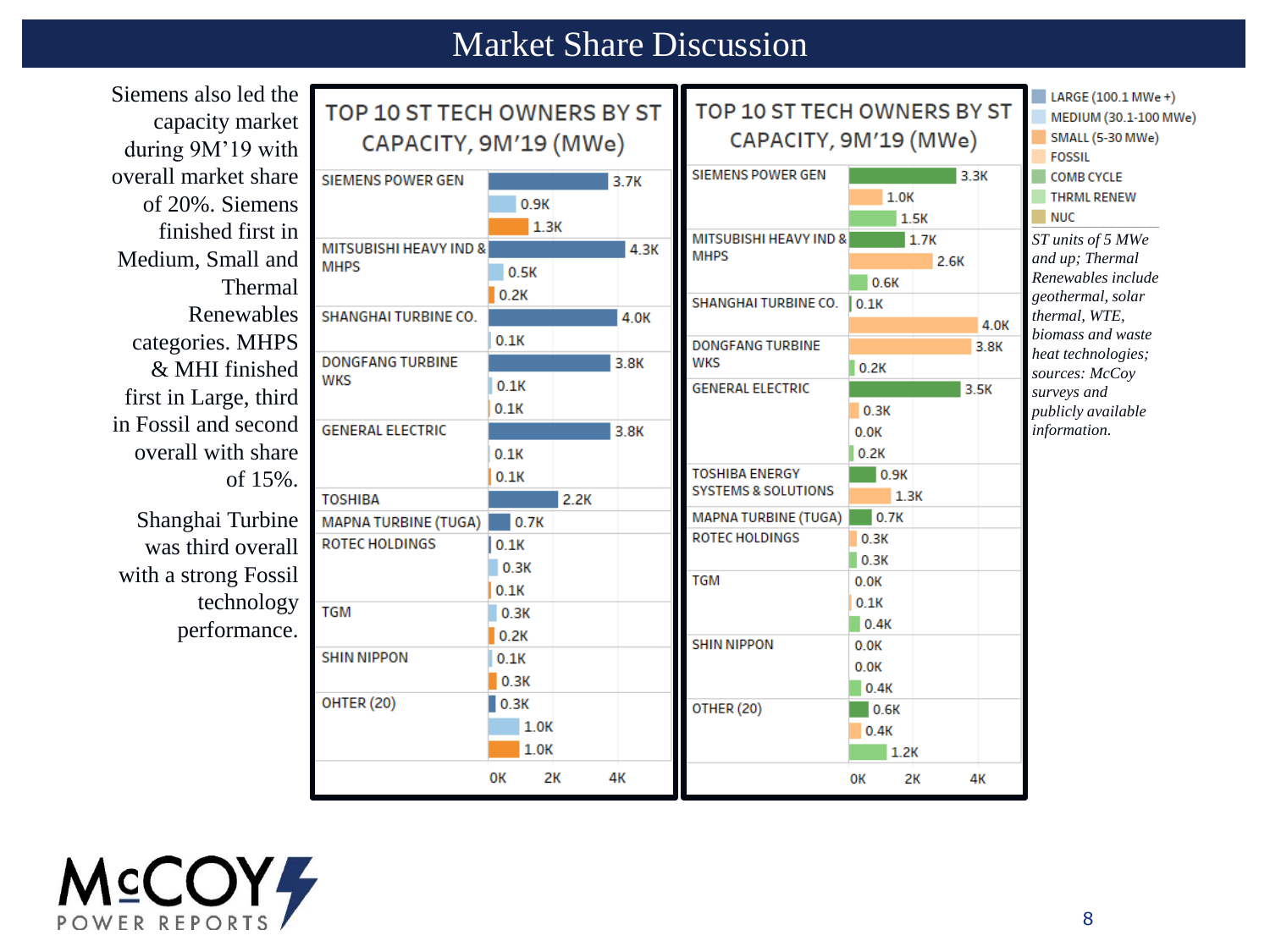# Market Share Discussion

Siemens also led the capacity market during 9M'19 with overall market share of 20%. Siemens finished first in Medium, Small and Thermal Renewables categories. MHPS & MHI finished first in Large, third in Fossil and second overall with share of 15%.

Shanghai Turbine was third overall with a strong Fossil technology performance.

### TOP 10 ST TECH OWNERS BY ST CAPACITY, 9M'19 (MWe)

| Owner | Large (100.1 MWe +) | Medium (30.1-100 MWe) | Small (5-30 MWe) |
|---|---|---|---|
| SIEMENS POWER GEN | 3.7K | 0.9K | 1.3K |
| MITSUBISHI HEAVY IND & MHPS | 4.3K | 0.5K | 0.2K |
| SHANGHAI TURBINE CO. | 4.0K | 0.1K | |
| DONGFANG TURBINE WKS | 3.8K | 0.1K | 0.1K |
| GENERAL ELECTRIC | 3.8K | 0.1K | 0.1K |
| TOSHIBA | 2.2K | | |
| MAPNA TURBINE (TUGA) | 0.7K | | |
| ROTEC HOLDINGS | 0.1K | 0.3K | 0.1K |
| TGM | | 0.3K | 0.2K |
| SHIN NIPPON | | 0.1K | 0.3K |
| OHTER (20) | 0.3K | 1.0K | 1.0K |

### TOP 10 ST TECH OWNERS BY ST CAPACITY, 9M'19 (MWe)

| Owner | Comb Cycle | Fossil | Thrml Renew |
|---|---|---|---|
| SIEMENS POWER GEN | 3.3K | 1.0K | 1.5K |
| MITSUBISHI HEAVY IND & MHPS | 1.7K | 2.6K | 0.6K |
| SHANGHAI TURBINE CO. | 0.1K | 4.0K | |
| DONGFANG TURBINE WKS | | 3.8K | 0.2K |
| GENERAL ELECTRIC | 3.5K | 0.3K | 0.2K |
| TOSHIBA ENERGY SYSTEMS & SOLUTIONS | 0.9K | 1.3K | |
| MAPNA TURBINE (TUGA) | 0.7K | | |
| ROTEC HOLDINGS | | 0.3K | 0.3K |
| TGM | 0.0K | 0.1K | 0.4K |
| SHIN NIPPON | 0.0K | 0.0K | 0.4K |
| OTHER (20) | 0.6K | 0.4K | 1.2K |

Legend: LARGE (100.1 MWe +), MEDIUM (30.1-100 MWe), SMALL (5-30 MWe), FOSSIL, COMB CYCLE, THRML RENEW, NUC

*ST units of 5 MWe and up; Thermal Renewables include geothermal, solar thermal, WTE, biomass and waste heat technologies; sources: McCoy surveys and publicly available information.*

McCOY POWER REPORTS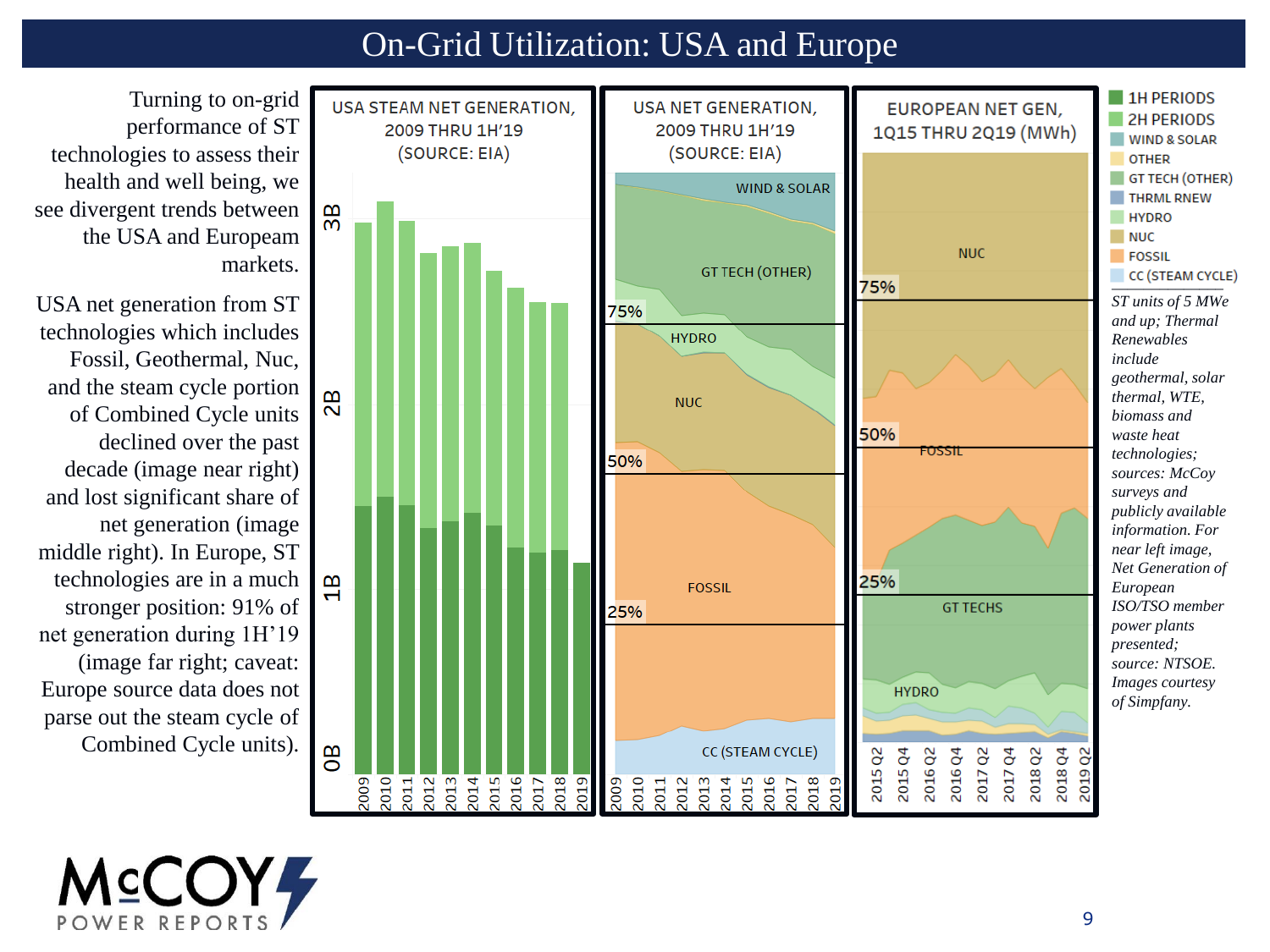# On-Grid Utilization: USA and Europe

Turning to on-grid performance of ST technologies to assess their health and well being, we see divergent trends between the USA and Europeam markets.

USA net generation from ST technologies which includes Fossil, Geothermal, Nuc, and the steam cycle portion of Combined Cycle units declined over the past decade (image near right) and lost significant share of net generation (image middle right). In Europe, ST technologies are in a much stronger position: 91% of net generation during 1H'19 (image far right; caveat: Europe source data does not parse out the steam cycle of Combined Cycle units).

USA STEAM NET GENERATION, 2009 THRU 1H'19 (SOURCE: EIA)

USA NET GENERATION, 2009 THRU 1H'19 (SOURCE: EIA)

EUROPEAN NET GEN, 1Q15 THRU 2Q19 (MWh)

*ST units of 5 MWe and up; Thermal Renewables include geothermal, solar thermal, WTE, biomass and waste heat technologies; sources: McCoy surveys and publicly available information. For near left image, Net Generation of European ISO/TSO member power plants presented; source: NTSOE. Images courtesy of Simpfany.*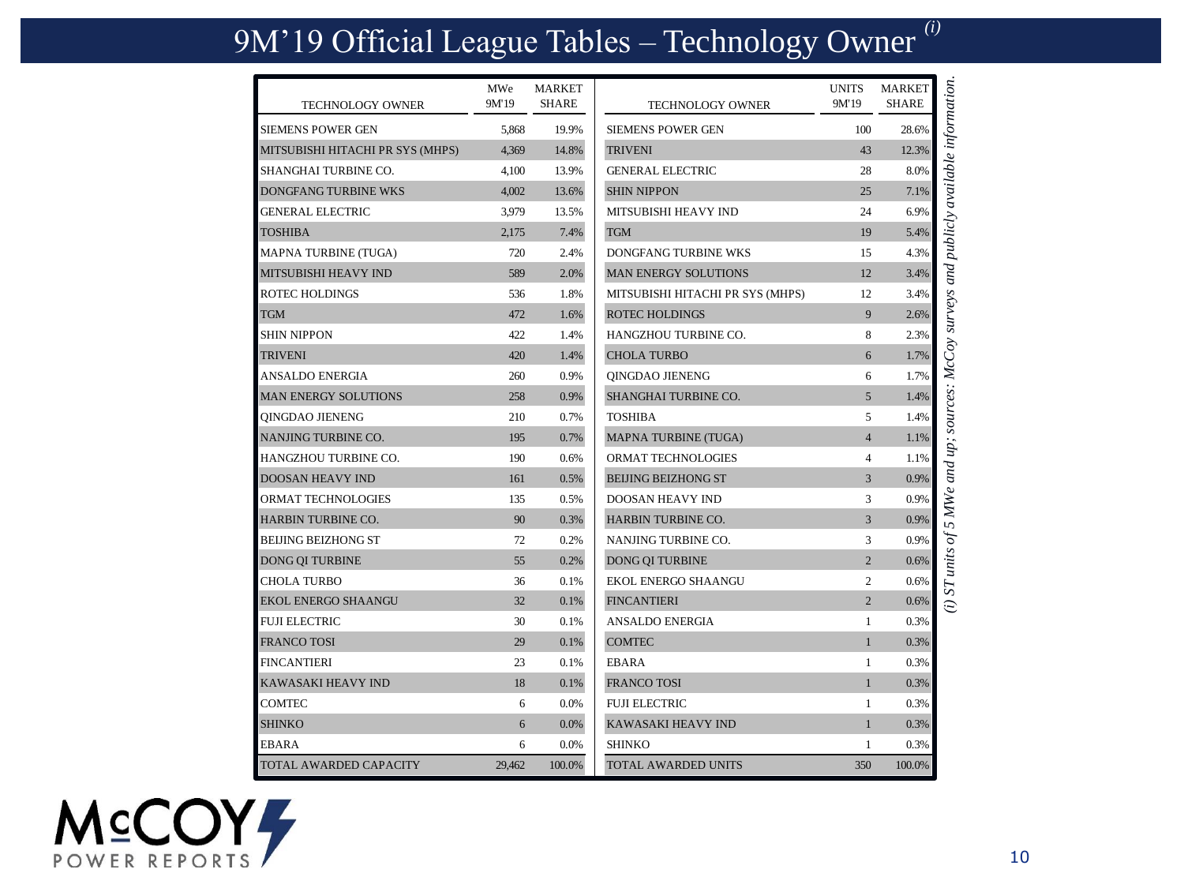# 9M'19 Official League Tables – Technology Owner [(i)]

| TECHNOLOGY OWNER | MWe 9M'19 | MARKET SHARE |
|---|---|---|
| SIEMENS POWER GEN | 5,868 | 19.9% |
| MITSUBISHI HITACHI PR SYS (MHPS) | 4,369 | 14.8% |
| SHANGHAI TURBINE CO. | 4,100 | 13.9% |
| DONGFANG TURBINE WKS | 4,002 | 13.6% |
| GENERAL ELECTRIC | 3,979 | 13.5% |
| TOSHIBA | 2,175 | 7.4% |
| MAPNA TURBINE (TUGA) | 720 | 2.4% |
| MITSUBISHI HEAVY IND | 589 | 2.0% |
| ROTEC HOLDINGS | 536 | 1.8% |
| TGM | 472 | 1.6% |
| SHIN NIPPON | 422 | 1.4% |
| TRIVENI | 420 | 1.4% |
| ANSALDO ENERGIA | 260 | 0.9% |
| MAN ENERGY SOLUTIONS | 258 | 0.9% |
| QINGDAO JIENENG | 210 | 0.7% |
| NANJING TURBINE CO. | 195 | 0.7% |
| HANGZHOU TURBINE CO. | 190 | 0.6% |
| DOOSAN HEAVY IND | 161 | 0.5% |
| ORMAT TECHNOLOGIES | 135 | 0.5% |
| HARBIN TURBINE CO. | 90 | 0.3% |
| BEIJING BEIZHONG ST | 72 | 0.2% |
| DONG QI TURBINE | 55 | 0.2% |
| CHOLA TURBO | 36 | 0.1% |
| EKOL ENERGO SHAANGU | 32 | 0.1% |
| FUJI ELECTRIC | 30 | 0.1% |
| FRANCO TOSI | 29 | 0.1% |
| FINCANTIERI | 23 | 0.1% |
| KAWASAKI HEAVY IND | 18 | 0.1% |
| COMTEC | 6 | 0.0% |
| SHINKO | 6 | 0.0% |
| EBARA | 6 | 0.0% |
| TOTAL AWARDED CAPACITY | 29,462 | 100.0% |

| TECHNOLOGY OWNER | UNITS 9M'19 | MARKET SHARE |
|---|---|---|
| SIEMENS POWER GEN | 100 | 28.6% |
| TRIVENI | 43 | 12.3% |
| GENERAL ELECTRIC | 28 | 8.0% |
| SHIN NIPPON | 25 | 7.1% |
| MITSUBISHI HEAVY IND | 24 | 6.9% |
| TGM | 19 | 5.4% |
| DONGFANG TURBINE WKS | 15 | 4.3% |
| MAN ENERGY SOLUTIONS | 12 | 3.4% |
| MITSUBISHI HITACHI PR SYS (MHPS) | 12 | 3.4% |
| ROTEC HOLDINGS | 9 | 2.6% |
| HANGZHOU TURBINE CO. | 8 | 2.3% |
| CHOLA TURBO | 6 | 1.7% |
| QINGDAO JIENENG | 6 | 1.7% |
| SHANGHAI TURBINE CO. | 5 | 1.4% |
| TOSHIBA | 5 | 1.4% |
| MAPNA TURBINE (TUGA) | 4 | 1.1% |
| ORMAT TECHNOLOGIES | 4 | 1.1% |
| BEIJING BEIZHONG ST | 3 | 0.9% |
| DOOSAN HEAVY IND | 3 | 0.9% |
| HARBIN TURBINE CO. | 3 | 0.9% |
| NANJING TURBINE CO. | 3 | 0.9% |
| DONG QI TURBINE | 2 | 0.6% |
| EKOL ENERGO SHAANGU | 2 | 0.6% |
| FINCANTIERI | 2 | 0.6% |
| ANSALDO ENERGIA | 1 | 0.3% |
| COMTEC | 1 | 0.3% |
| EBARA | 1 | 0.3% |
| FRANCO TOSI | 1 | 0.3% |
| FUJI ELECTRIC | 1 | 0.3% |
| KAWASAKI HEAVY IND | 1 | 0.3% |
| SHINKO | 1 | 0.3% |
| TOTAL AWARDED UNITS | 350 | 100.0% |

*(i) ST units of 5 MWe and up; sources: McCoy surveys and publicly available information.*

McCOY POWER REPORTS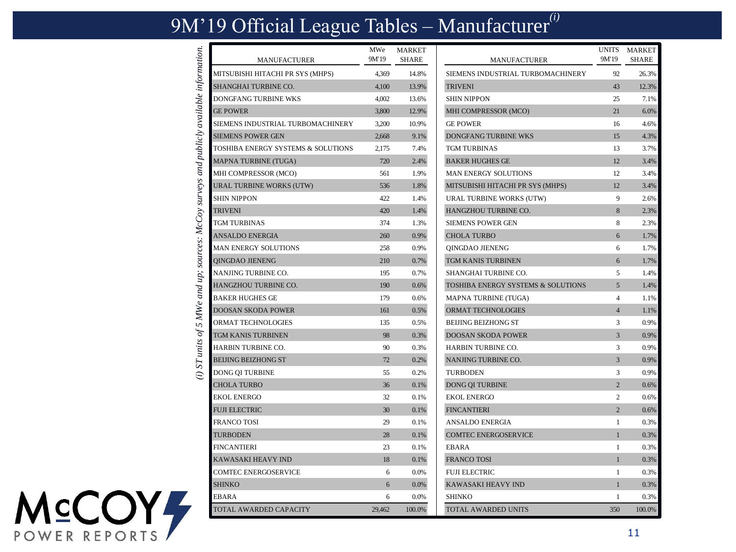# 9M'19 Official League Tables – Manufacturer[(i)]

*(i) ST units of 5 MWe and up; sources: McCoy surveys and publicly available information.*

| MANUFACTURER | MWe 9M'19 | MARKET SHARE |
|---|---|---|
| MITSUBISHI HITACHI PR SYS (MHPS) | 4,369 | 14.8% |
| SHANGHAI TURBINE CO. | 4,100 | 13.9% |
| DONGFANG TURBINE WKS | 4,002 | 13.6% |
| GE POWER | 3,800 | 12.9% |
| SIEMENS INDUSTRIAL TURBOMACHINERY | 3,200 | 10.9% |
| SIEMENS POWER GEN | 2,668 | 9.1% |
| TOSHIBA ENERGY SYSTEMS & SOLUTIONS | 2,175 | 7.4% |
| MAPNA TURBINE (TUGA) | 720 | 2.4% |
| MHI COMPRESSOR (MCO) | 561 | 1.9% |
| URAL TURBINE WORKS (UTW) | 536 | 1.8% |
| SHIN NIPPON | 422 | 1.4% |
| TRIVENI | 420 | 1.4% |
| TGM TURBINAS | 374 | 1.3% |
| ANSALDO ENERGIA | 260 | 0.9% |
| MAN ENERGY SOLUTIONS | 258 | 0.9% |
| QINGDAO JIENENG | 210 | 0.7% |
| NANJING TURBINE CO. | 195 | 0.7% |
| HANGZHOU TURBINE CO. | 190 | 0.6% |
| BAKER HUGHES GE | 179 | 0.6% |
| DOOSAN SKODA POWER | 161 | 0.5% |
| ORMAT TECHNOLOGIES | 135 | 0.5% |
| TGM KANIS TURBINEN | 98 | 0.3% |
| HARBIN TURBINE CO. | 90 | 0.3% |
| BEIJING BEIZHONG ST | 72 | 0.2% |
| DONG QI TURBINE | 55 | 0.2% |
| CHOLA TURBO | 36 | 0.1% |
| EKOL ENERGO | 32 | 0.1% |
| FUJI ELECTRIC | 30 | 0.1% |
| FRANCO TOSI | 29 | 0.1% |
| TURBODEN | 28 | 0.1% |
| FINCANTIERI | 23 | 0.1% |
| KAWASAKI HEAVY IND | 18 | 0.1% |
| COMTEC ENERGOSERVICE | 6 | 0.0% |
| SHINKO | 6 | 0.0% |
| EBARA | 6 | 0.0% |
| TOTAL AWARDED CAPACITY | 29,462 | 100.0% |

| MANUFACTURER | UNITS 9M'19 | MARKET SHARE |
|---|---|---|
| SIEMENS INDUSTRIAL TURBOMACHINERY | 92 | 26.3% |
| TRIVENI | 43 | 12.3% |
| SHIN NIPPON | 25 | 7.1% |
| MHI COMPRESSOR (MCO) | 21 | 6.0% |
| GE POWER | 16 | 4.6% |
| DONGFANG TURBINE WKS | 15 | 4.3% |
| TGM TURBINAS | 13 | 3.7% |
| BAKER HUGHES GE | 12 | 3.4% |
| MAN ENERGY SOLUTIONS | 12 | 3.4% |
| MITSUBISHI HITACHI PR SYS (MHPS) | 12 | 3.4% |
| URAL TURBINE WORKS (UTW) | 9 | 2.6% |
| HANGZHOU TURBINE CO. | 8 | 2.3% |
| SIEMENS POWER GEN | 8 | 2.3% |
| CHOLA TURBO | 6 | 1.7% |
| QINGDAO JIENENG | 6 | 1.7% |
| TGM KANIS TURBINEN | 6 | 1.7% |
| SHANGHAI TURBINE CO. | 5 | 1.4% |
| TOSHIBA ENERGY SYSTEMS & SOLUTIONS | 5 | 1.4% |
| MAPNA TURBINE (TUGA) | 4 | 1.1% |
| ORMAT TECHNOLOGIES | 4 | 1.1% |
| BEIJING BEIZHONG ST | 3 | 0.9% |
| DOOSAN SKODA POWER | 3 | 0.9% |
| HARBIN TURBINE CO. | 3 | 0.9% |
| NANJING TURBINE CO. | 3 | 0.9% |
| TURBODEN | 3 | 0.9% |
| DONG QI TURBINE | 2 | 0.6% |
| EKOL ENERGO | 2 | 0.6% |
| FINCANTIERI | 2 | 0.6% |
| ANSALDO ENERGIA | 1 | 0.3% |
| COMTEC ENERGOSERVICE | 1 | 0.3% |
| EBARA | 1 | 0.3% |
| FRANCO TOSI | 1 | 0.3% |
| FUJI ELECTRIC | 1 | 0.3% |
| KAWASAKI HEAVY IND | 1 | 0.3% |
| SHINKO | 1 | 0.3% |
| TOTAL AWARDED UNITS | 350 | 100.0% |

McCOY POWER REPORTS